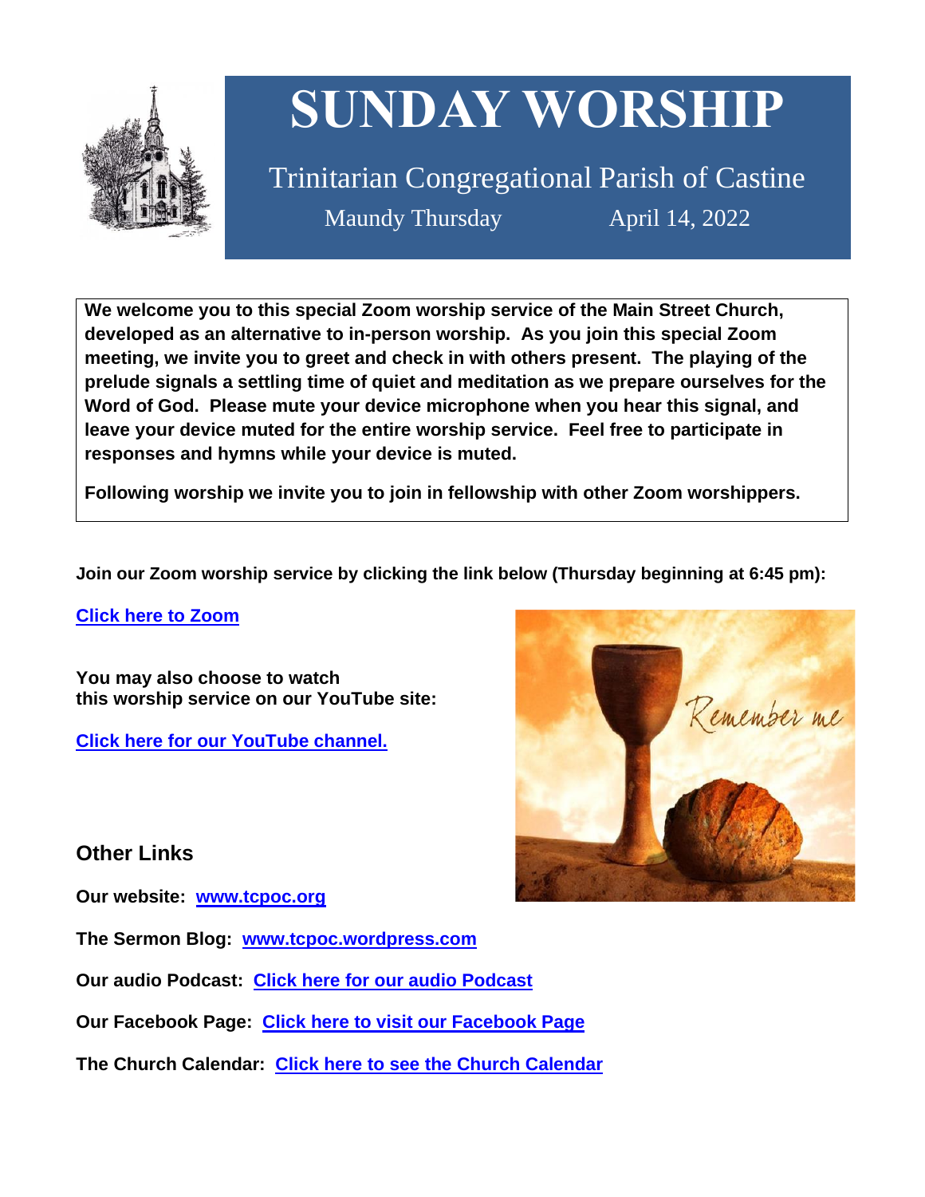# SUNDAY WORSHIP

Trinitarian Congregational Parish of Castine

Maundy Thursday April 14, 2022

**We welcome you to this special Zoom worship service of the Main Street Church, developed as an alternative to in-person worship. As you join this special Zoom meeting, we invite you to greet and check in with others present. The playing of the prelude signals a settling time of quiet and meditation as we prepare ourselves for the Word of God. Please mute your device microphone when you hear this signal, and leave your device muted for the entire worship service. Feel free to participate in responses and hymns while your device is muted.**

**Following worship we invite you to join in fellowship with other Zoom worshippers.**

**Join our Zoom worship service by clicking the link below (Thursday beginning at 6:45 pm):**

**Click here to Zoom**

**You may also choose to watch this worship service on our YouTube site:**

**Click here for our YouTube channel.**

## Other Links

**Our website: www.tcpoc.org**

**The Sermon Blog: www.tcpoc.wordpress.com**

**Our audio Podcast: Click here for our audio Podcast**

**Our Facebook Page: Click here to visit our Facebook Page**

**The Church Calendar: Click here to see the Church Calendar**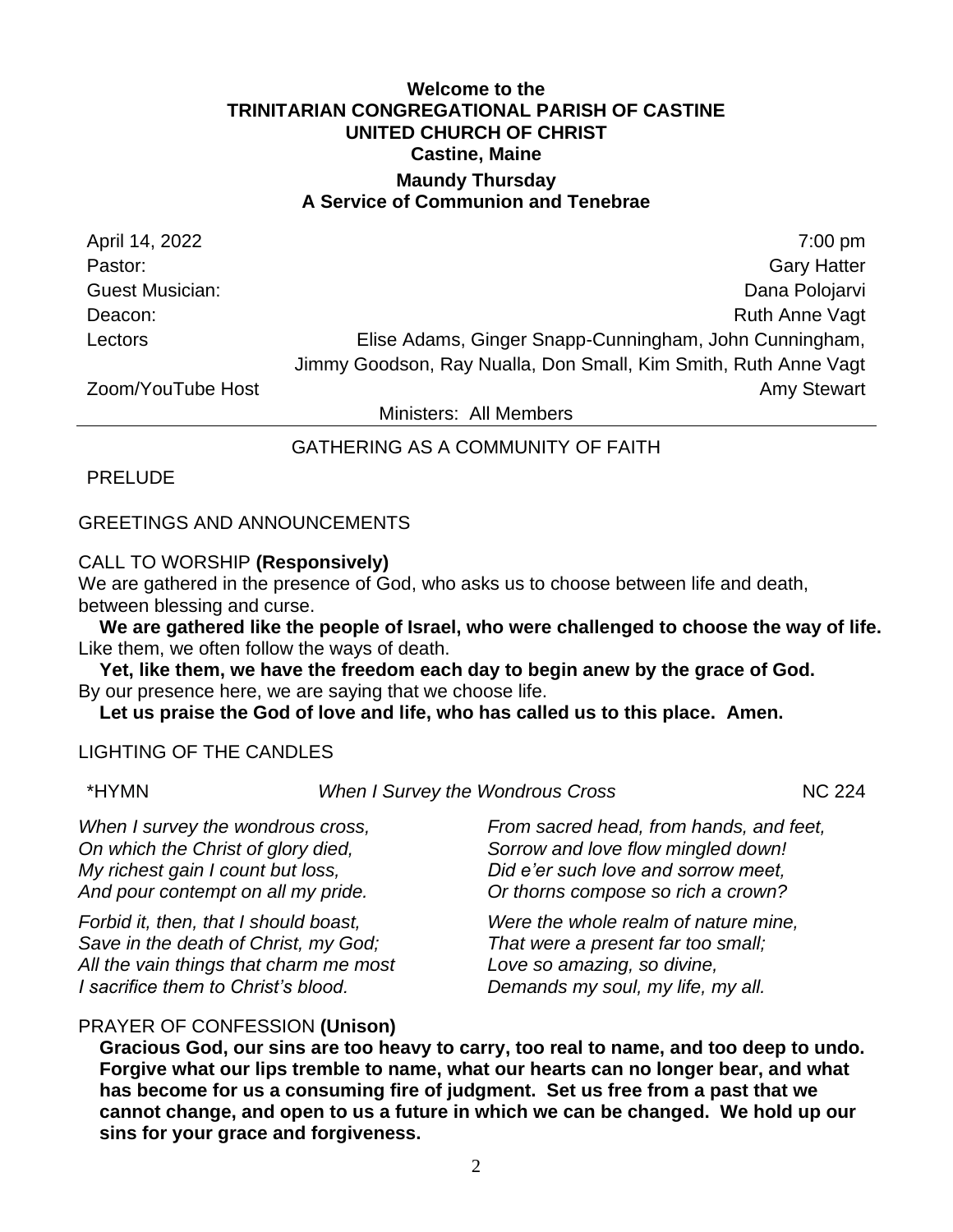**Welcome to the**
**TRINITARIAN CONGREGATIONAL PARISH OF CASTINE**
**UNITED CHURCH OF CHRIST**
**Castine, Maine**

**Maundy Thursday**
**A Service of Communion and Tenebrae**

| | |
|---|---|
| April 14, 2022 | 7:00 pm |
| Pastor: | Gary Hatter |
| Guest Musician: | Dana Polojarvi |
| Deacon: | Ruth Anne Vagt |
| Lectors | Elise Adams, Ginger Snapp-Cunningham, John Cunningham, Jimmy Goodson, Ray Nualla, Don Small, Kim Smith, Ruth Anne Vagt |
| Zoom/YouTube Host | Amy Stewart |

Ministers: All Members

---

GATHERING AS A COMMUNITY OF FAITH

PRELUDE

GREETINGS AND ANNOUNCEMENTS

CALL TO WORSHIP **(Responsively)**

We are gathered in the presence of God, who asks us to choose between life and death, between blessing and curse.

**We are gathered like the people of Israel, who were challenged to choose the way of life.**

Like them, we often follow the ways of death.

**Yet, like them, we have the freedom each day to begin anew by the grace of God.**

By our presence here, we are saying that we choose life.

**Let us praise the God of love and life, who has called us to this place. Amen.**

LIGHTING OF THE CANDLES

*HYMN *When I Survey the Wondrous Cross* NC 224

*When I survey the wondrous cross,*
*On which the Christ of glory died,*
*My richest gain I count but loss,*
*And pour contempt on all my pride.*

*Forbid it, then, that I should boast,*
*Save in the death of Christ, my God;*
*All the vain things that charm me most*
*I sacrifice them to Christ's blood.*

*From sacred head, from hands, and feet,*
*Sorrow and love flow mingled down!*
*Did e'er such love and sorrow meet,*
*Or thorns compose so rich a crown?*

*Were the whole realm of nature mine,*
*That were a present far too small;*
*Love so amazing, so divine,*
*Demands my soul, my life, my all.*

PRAYER OF CONFESSION **(Unison)**

**Gracious God, our sins are too heavy to carry, too real to name, and too deep to undo. Forgive what our lips tremble to name, what our hearts can no longer bear, and what has become for us a consuming fire of judgment. Set us free from a past that we cannot change, and open to us a future in which we can be changed. We hold up our sins for your grace and forgiveness.**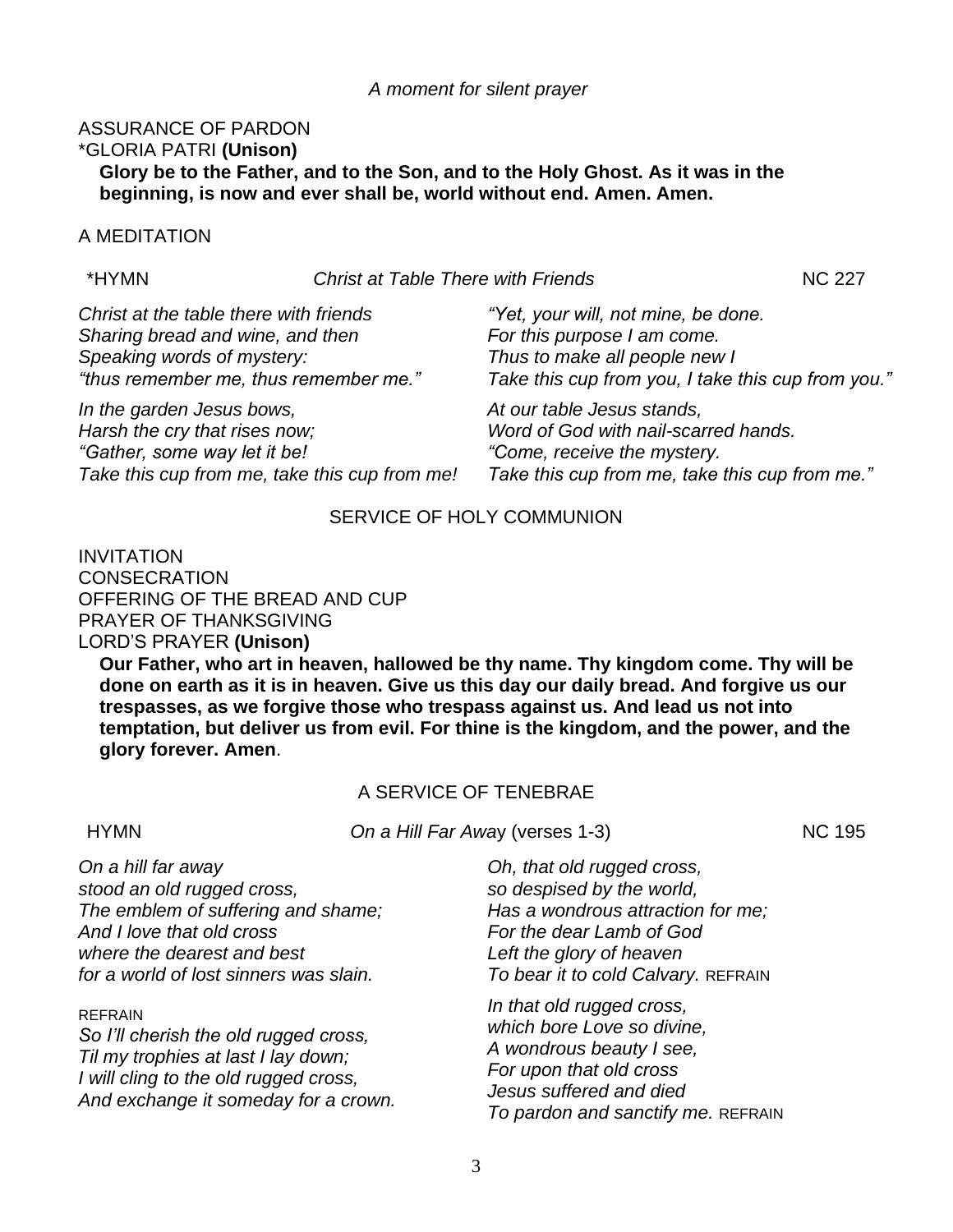*A moment for silent prayer*

ASSURANCE OF PARDON

*GLORIA PATRI **(Unison)**

**Glory be to the Father, and to the Son, and to the Holy Ghost. As it was in the beginning, is now and ever shall be, world without end. Amen. Amen.**

A MEDITATION

*HYMN — *Christ at Table There with Friends* — NC 227

*Christ at the table there with friends*
*Sharing bread and wine, and then*
*Speaking words of mystery:*
*"thus remember me, thus remember me."*

*In the garden Jesus bows,*
*Harsh the cry that rises now;*
*"Gather, some way let it be!*
*Take this cup from me, take this cup from me!*

*"Yet, your will, not mine, be done.*
*For this purpose I am come.*
*Thus to make all people new I*
*Take this cup from you, I take this cup from you."*

*At our table Jesus stands,*
*Word of God with nail-scarred hands.*
*"Come, receive the mystery.*
*Take this cup from me, take this cup from me."*

## SERVICE OF HOLY COMMUNION

INVITATION

CONSECRATION

OFFERING OF THE BREAD AND CUP

PRAYER OF THANKSGIVING

LORD'S PRAYER **(Unison)**

**Our Father, who art in heaven, hallowed be thy name. Thy kingdom come. Thy will be done on earth as it is in heaven. Give us this day our daily bread. And forgive us our trespasses, as we forgive those who trespass against us. And lead us not into temptation, but deliver us from evil. For thine is the kingdom, and the power, and the glory forever. Amen**.

## A SERVICE OF TENEBRAE

HYMN — *On a Hill Far Away* (verses 1-3) — NC 195

*On a hill far away*
*stood an old rugged cross,*
*The emblem of suffering and shame;*
*And I love that old cross*
*where the dearest and best*
*for a world of lost sinners was slain.*

REFRAIN
*So I'll cherish the old rugged cross,*
*Til my trophies at last I lay down;*
*I will cling to the old rugged cross,*
*And exchange it someday for a crown.*

*Oh, that old rugged cross,*
*so despised by the world,*
*Has a wondrous attraction for me;*
*For the dear Lamb of God*
*Left the glory of heaven*
*To bear it to cold Calvary.* REFRAIN

*In that old rugged cross,*
*which bore Love so divine,*
*A wondrous beauty I see,*
*For upon that old cross*
*Jesus suffered and died*
*To pardon and sanctify me.* REFRAIN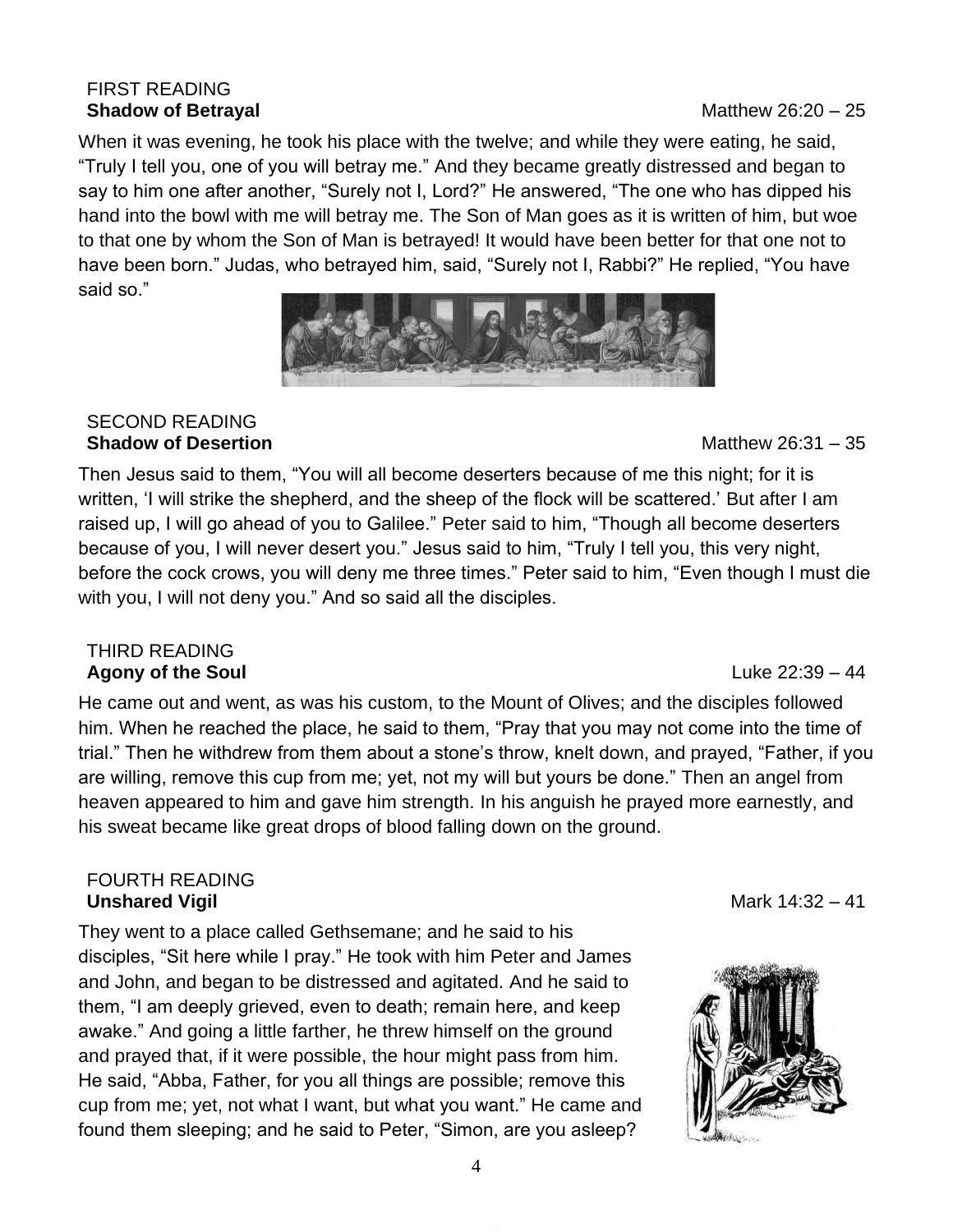## FIRST READING

**Shadow of Betrayal** Matthew 26:20 – 25

When it was evening, he took his place with the twelve; and while they were eating, he said, "Truly I tell you, one of you will betray me." And they became greatly distressed and began to say to him one after another, "Surely not I, Lord?" He answered, "The one who has dipped his hand into the bowl with me will betray me. The Son of Man goes as it is written of him, but woe to that one by whom the Son of Man is betrayed! It would have been better for that one not to have been born." Judas, who betrayed him, said, "Surely not I, Rabbi?" He replied, "You have said so."

## SECOND READING

**Shadow of Desertion** Matthew 26:31 – 35

Then Jesus said to them, "You will all become deserters because of me this night; for it is written, 'I will strike the shepherd, and the sheep of the flock will be scattered.' But after I am raised up, I will go ahead of you to Galilee." Peter said to him, "Though all become deserters because of you, I will never desert you." Jesus said to him, "Truly I tell you, this very night, before the cock crows, you will deny me three times." Peter said to him, "Even though I must die with you, I will not deny you." And so said all the disciples.

## THIRD READING

**Agony of the Soul** Luke 22:39 – 44

He came out and went, as was his custom, to the Mount of Olives; and the disciples followed him. When he reached the place, he said to them, "Pray that you may not come into the time of trial." Then he withdrew from them about a stone's throw, knelt down, and prayed, "Father, if you are willing, remove this cup from me; yet, not my will but yours be done." Then an angel from heaven appeared to him and gave him strength. In his anguish he prayed more earnestly, and his sweat became like great drops of blood falling down on the ground.

## FOURTH READING

**Unshared Vigil** Mark 14:32 – 41

They went to a place called Gethsemane; and he said to his disciples, "Sit here while I pray." He took with him Peter and James and John, and began to be distressed and agitated. And he said to them, "I am deeply grieved, even to death; remain here, and keep awake." And going a little farther, he threw himself on the ground and prayed that, if it were possible, the hour might pass from him. He said, "Abba, Father, for you all things are possible; remove this cup from me; yet, not what I want, but what you want." He came and found them sleeping; and he said to Peter, "Simon, are you asleep?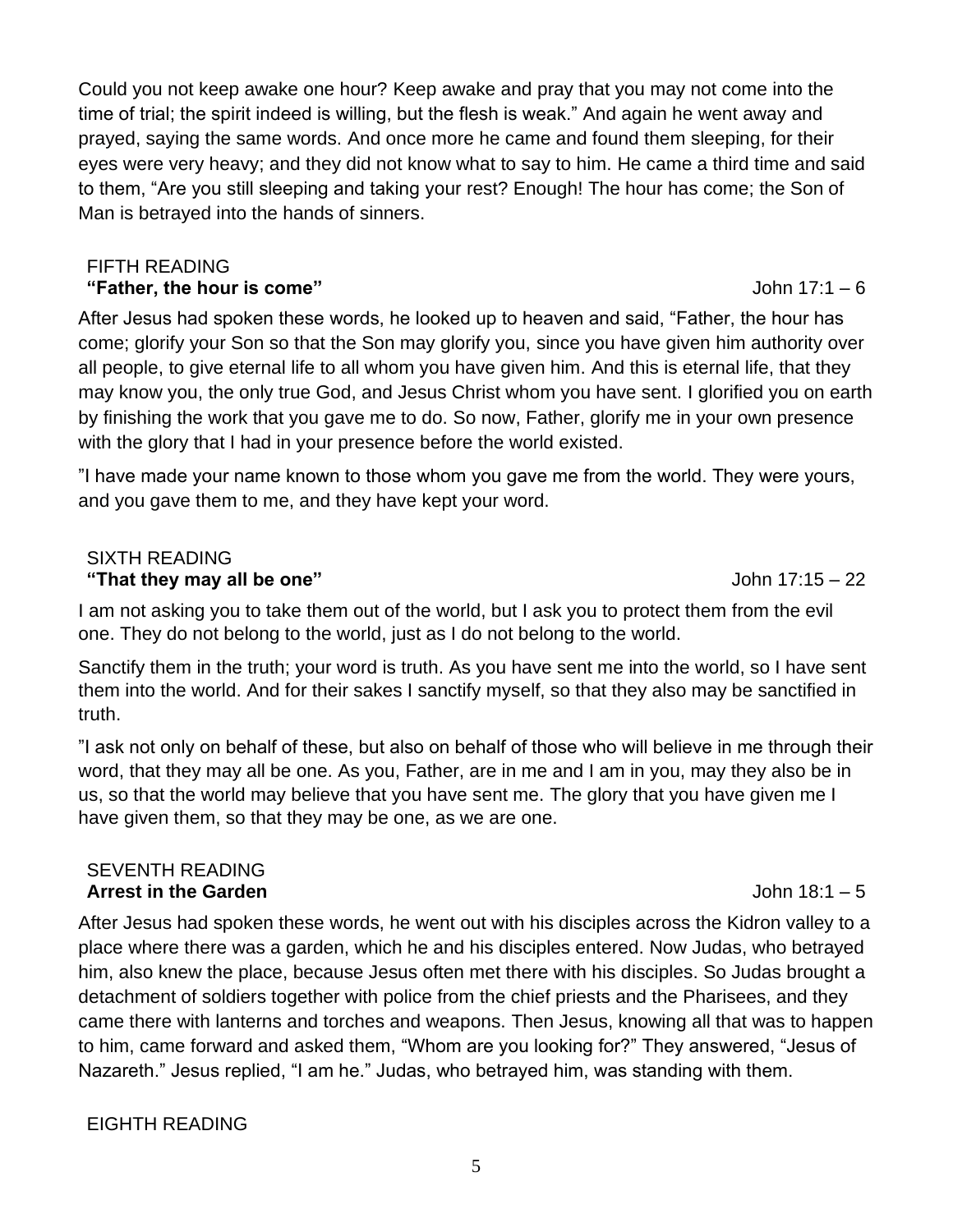Could you not keep awake one hour? Keep awake and pray that you may not come into the time of trial; the spirit indeed is willing, but the flesh is weak." And again he went away and prayed, saying the same words. And once more he came and found them sleeping, for their eyes were very heavy; and they did not know what to say to him. He came a third time and said to them, "Are you still sleeping and taking your rest? Enough! The hour has come; the Son of Man is betrayed into the hands of sinners.

## FIFTH READING

**"Father, the hour is come"** John 17:1 – 6

After Jesus had spoken these words, he looked up to heaven and said, "Father, the hour has come; glorify your Son so that the Son may glorify you, since you have given him authority over all people, to give eternal life to all whom you have given him. And this is eternal life, that they may know you, the only true God, and Jesus Christ whom you have sent. I glorified you on earth by finishing the work that you gave me to do. So now, Father, glorify me in your own presence with the glory that I had in your presence before the world existed.

"I have made your name known to those whom you gave me from the world. They were yours, and you gave them to me, and they have kept your word.

## SIXTH READING

**"That they may all be one"** John 17:15 – 22

I am not asking you to take them out of the world, but I ask you to protect them from the evil one. They do not belong to the world, just as I do not belong to the world.

Sanctify them in the truth; your word is truth. As you have sent me into the world, so I have sent them into the world. And for their sakes I sanctify myself, so that they also may be sanctified in truth.

"I ask not only on behalf of these, but also on behalf of those who will believe in me through their word, that they may all be one. As you, Father, are in me and I am in you, may they also be in us, so that the world may believe that you have sent me. The glory that you have given me I have given them, so that they may be one, as we are one.

## SEVENTH READING

**Arrest in the Garden** John 18:1 – 5

After Jesus had spoken these words, he went out with his disciples across the Kidron valley to a place where there was a garden, which he and his disciples entered. Now Judas, who betrayed him, also knew the place, because Jesus often met there with his disciples. So Judas brought a detachment of soldiers together with police from the chief priests and the Pharisees, and they came there with lanterns and torches and weapons. Then Jesus, knowing all that was to happen to him, came forward and asked them, "Whom are you looking for?" They answered, "Jesus of Nazareth." Jesus replied, "I am he." Judas, who betrayed him, was standing with them.

## EIGHTH READING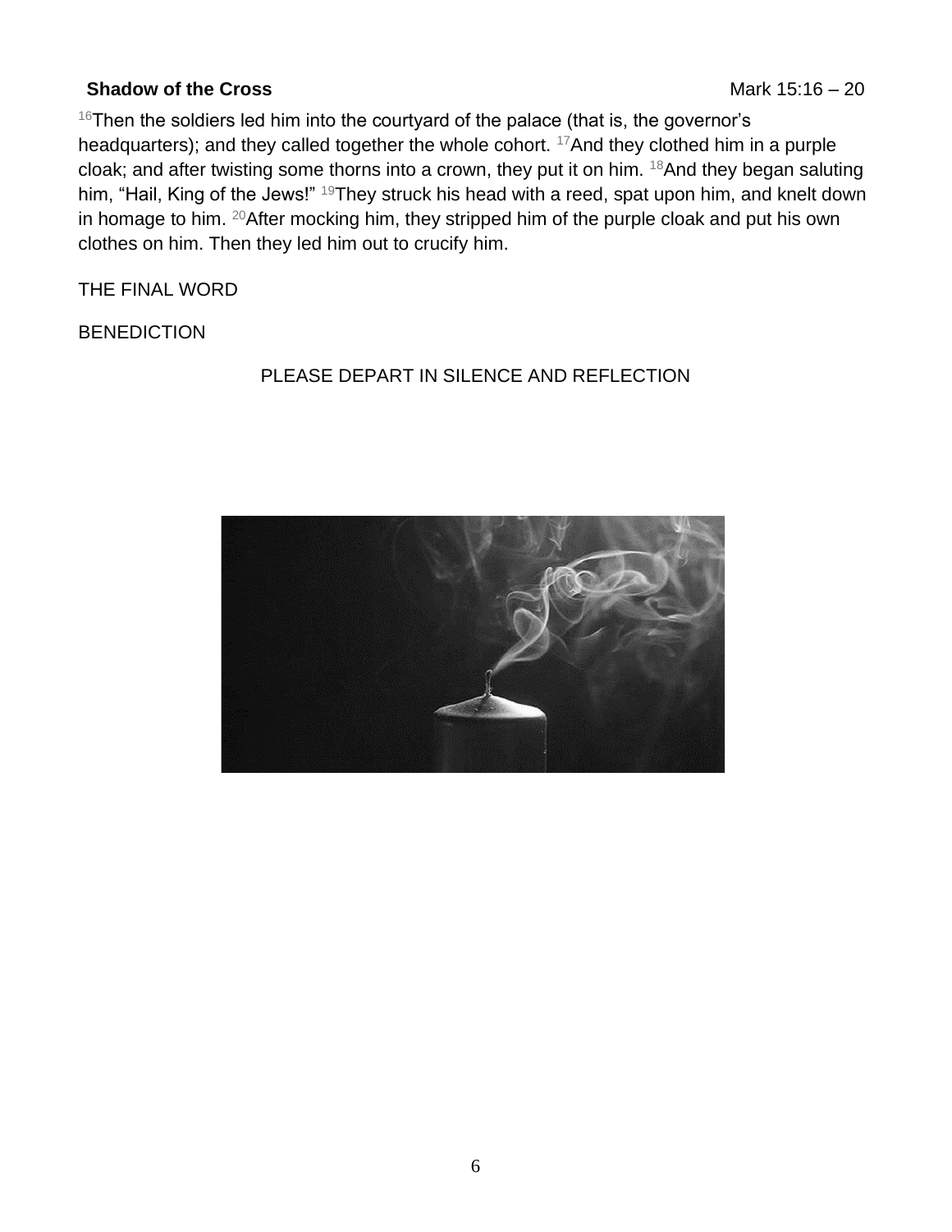**Shadow of the Cross** Mark 15:16 – 20

[16]Then the soldiers led him into the courtyard of the palace (that is, the governor's headquarters); and they called together the whole cohort. [17]And they clothed him in a purple cloak; and after twisting some thorns into a crown, they put it on him. [18]And they began saluting him, "Hail, King of the Jews!" [19]They struck his head with a reed, spat upon him, and knelt down in homage to him. [20]After mocking him, they stripped him of the purple cloak and put his own clothes on him. Then they led him out to crucify him.

THE FINAL WORD

BENEDICTION

PLEASE DEPART IN SILENCE AND REFLECTION